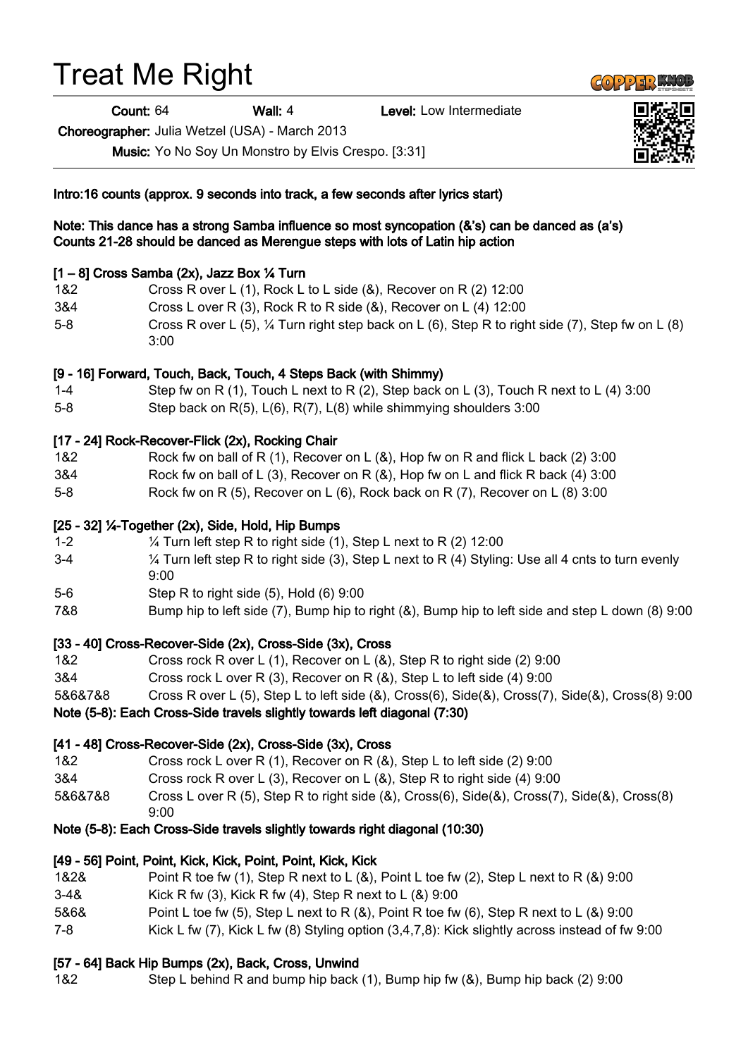# Treat Me Right

**Count:** 64 **Wall:** 4 **Level:** Low Intermediate

**Choreographer:** Julia Wetzel (USA) - March 2013

**Music:** Yo No Soy Un Monstro by Elvis Crespo. [3:31]

**Intro:16 counts (approx. 9 seconds into track, a few seconds after lyrics start)**

**Note: This dance has a strong Samba influence so most syncopation (&'s) can be danced as (a's)**
**Counts 21-28 should be danced as Merengue steps with lots of Latin hip action**

**[1 – 8] Cross Samba (2x), Jazz Box ¼ Turn**

| | |
|---|---|
| 1&2 | Cross R over L (1), Rock L to L side (&), Recover on R (2) 12:00 |
| 3&4 | Cross L over R (3), Rock R to R side (&), Recover on L (4) 12:00 |
| 5-8 | Cross R over L (5), ¼ Turn right step back on L (6), Step R to right side (7), Step fw on L (8) 3:00 |

**[9 - 16] Forward, Touch, Back, Touch, 4 Steps Back (with Shimmy)**

| | |
|---|---|
| 1-4 | Step fw on R (1), Touch L next to R (2), Step back on L (3), Touch R next to L (4) 3:00 |
| 5-8 | Step back on R(5), L(6), R(7), L(8) while shimmying shoulders 3:00 |

**[17 - 24] Rock-Recover-Flick (2x), Rocking Chair**

| | |
|---|---|
| 1&2 | Rock fw on ball of R (1), Recover on L (&), Hop fw on R and flick L back (2) 3:00 |
| 3&4 | Rock fw on ball of L (3), Recover on R (&), Hop fw on L and flick R back (4) 3:00 |
| 5-8 | Rock fw on R (5), Recover on L (6), Rock back on R (7), Recover on L (8) 3:00 |

**[25 - 32] ¼-Together (2x), Side, Hold, Hip Bumps**

| | |
|---|---|
| 1-2 | ¼ Turn left step R to right side (1), Step L next to R (2) 12:00 |
| 3-4 | ¼ Turn left step R to right side (3), Step L next to R (4) Styling: Use all 4 cnts to turn evenly 9:00 |
| 5-6 | Step R to right side (5), Hold (6) 9:00 |
| 7&8 | Bump hip to left side (7), Bump hip to right (&), Bump hip to left side and step L down (8) 9:00 |

**[33 - 40] Cross-Recover-Side (2x), Cross-Side (3x), Cross**

| | |
|---|---|
| 1&2 | Cross rock R over L (1), Recover on L (&), Step R to right side (2) 9:00 |
| 3&4 | Cross rock L over R (3), Recover on R (&), Step L to left side (4) 9:00 |
| 5&6&7&8 | Cross R over L (5), Step L to left side (&), Cross(6), Side(&), Cross(7), Side(&), Cross(8) 9:00 |

**Note (5-8): Each Cross-Side travels slightly towards left diagonal (7:30)**

**[41 - 48] Cross-Recover-Side (2x), Cross-Side (3x), Cross**

| | |
|---|---|
| 1&2 | Cross rock L over R (1), Recover on R (&), Step L to left side (2) 9:00 |
| 3&4 | Cross rock R over L (3), Recover on L (&), Step R to right side (4) 9:00 |
| 5&6&7&8 | Cross L over R (5), Step R to right side (&), Cross(6), Side(&), Cross(7), Side(&), Cross(8) 9:00 |

**Note (5-8): Each Cross-Side travels slightly towards right diagonal (10:30)**

**[49 - 56] Point, Point, Kick, Kick, Point, Point, Kick, Kick**

| | |
|---|---|
| 1&2& | Point R toe fw (1), Step R next to L (&), Point L toe fw (2), Step L next to R (&) 9:00 |
| 3-4& | Kick R fw (3), Kick R fw (4), Step R next to L (&) 9:00 |
| 5&6& | Point L toe fw (5), Step L next to R (&), Point R toe fw (6), Step R next to L (&) 9:00 |
| 7-8 | Kick L fw (7), Kick L fw (8) Styling option (3,4,7,8): Kick slightly across instead of fw 9:00 |

**[57 - 64] Back Hip Bumps (2x), Back, Cross, Unwind**

| | |
|---|---|
| 1&2 | Step L behind R and bump hip back (1), Bump hip fw (&), Bump hip back (2) 9:00 |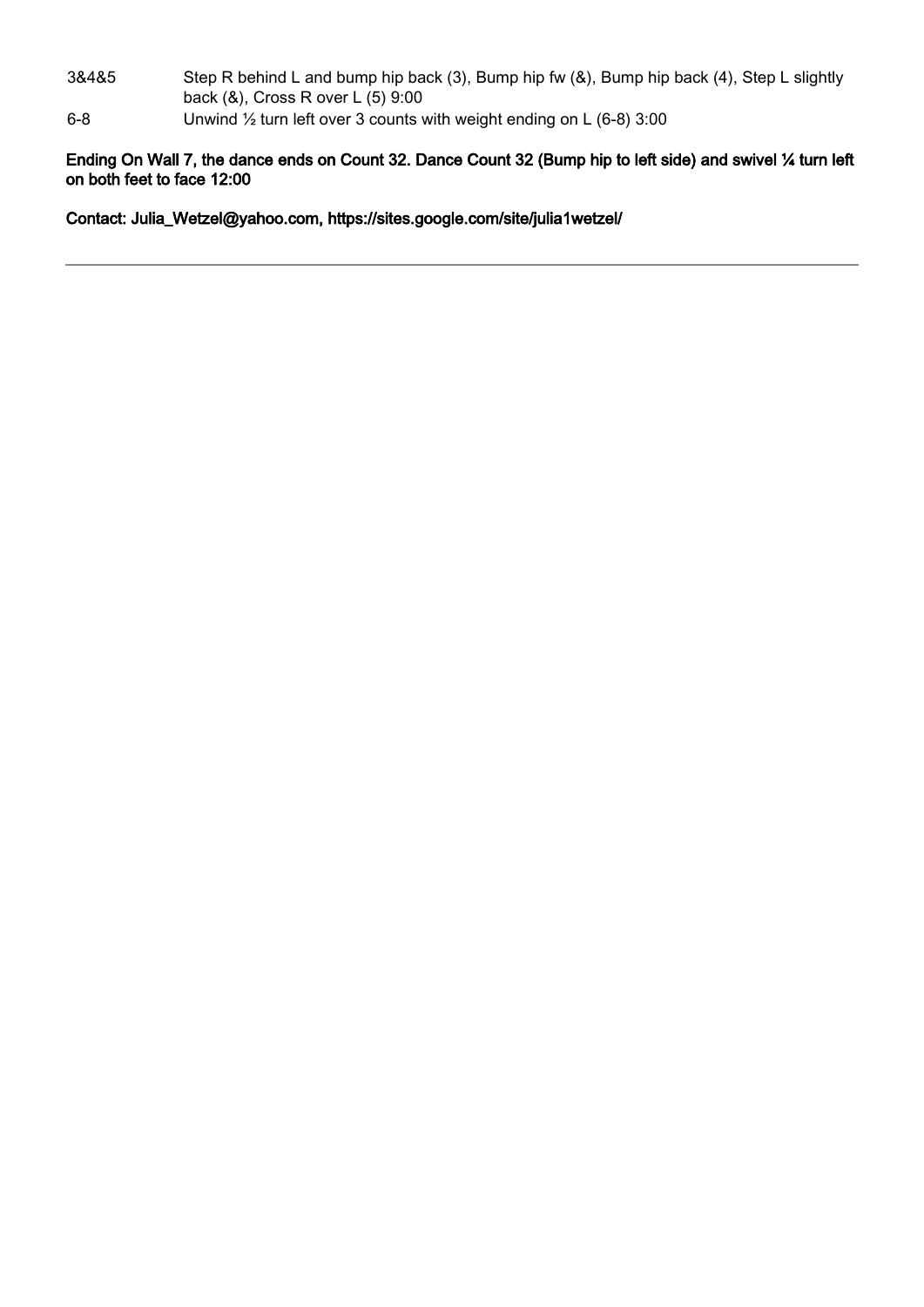| | |
|---|---|
| 3&4&5 | Step R behind L and bump hip back (3), Bump hip fw (&), Bump hip back (4), Step L slightly back (&), Cross R over L (5) 9:00 |
| 6-8 | Unwind ½ turn left over 3 counts with weight ending on L (6-8) 3:00 |

**Ending On Wall 7, the dance ends on Count 32. Dance Count 32 (Bump hip to left side) and swivel ¼ turn left on both feet to face 12:00**

**Contact: Julia_Wetzel@yahoo.com, https://sites.google.com/site/julia1wetzel/**

---